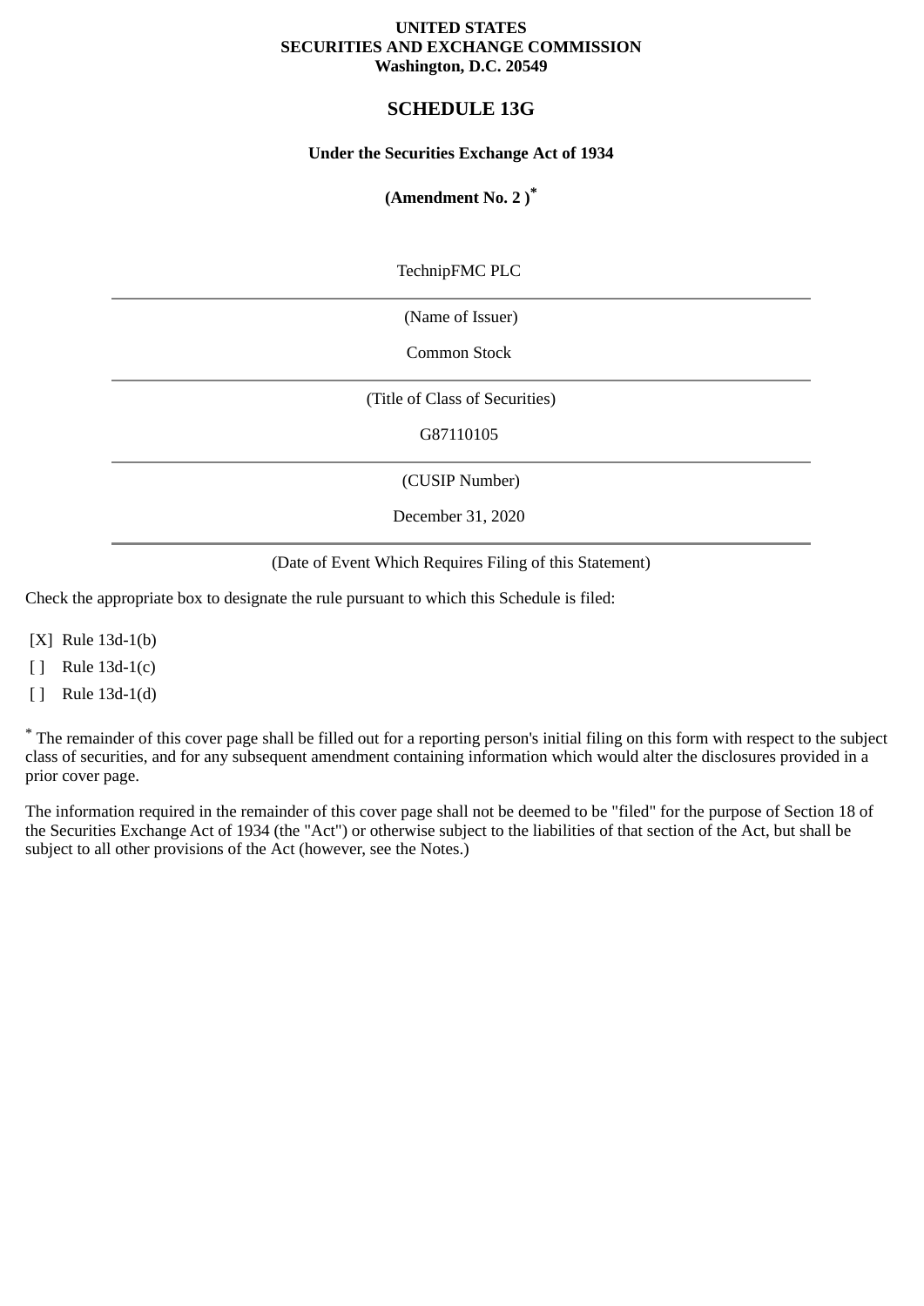**UNITED STATES**
**SECURITIES AND EXCHANGE COMMISSION**
**Washington, D.C. 20549**

# SCHEDULE 13G

**Under the Securities Exchange Act of 1934**

**(Amendment No. 2 )***

TechnipFMC PLC

(Name of Issuer)

Common Stock

(Title of Class of Securities)

G87110105

(CUSIP Number)

December 31, 2020

(Date of Event Which Requires Filing of this Statement)

Check the appropriate box to designate the rule pursuant to which this Schedule is filed:

[X] Rule 13d-1(b)

[ ] Rule 13d-1(c)

[ ] Rule 13d-1(d)

* The remainder of this cover page shall be filled out for a reporting person's initial filing on this form with respect to the subject class of securities, and for any subsequent amendment containing information which would alter the disclosures provided in a prior cover page.

The information required in the remainder of this cover page shall not be deemed to be "filed" for the purpose of Section 18 of the Securities Exchange Act of 1934 (the "Act") or otherwise subject to the liabilities of that section of the Act, but shall be subject to all other provisions of the Act (however, see the Notes.)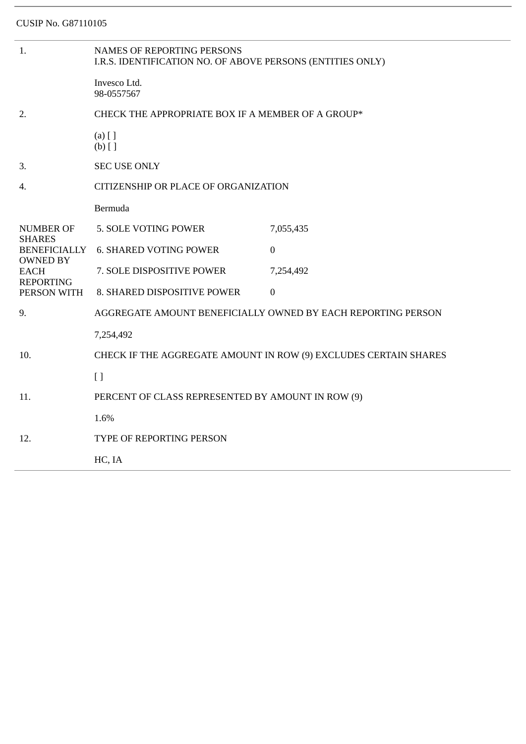CUSIP No. G87110105

| | | |
|---|---|---|
| 1. | NAMES OF REPORTING PERSONS<br>I.R.S. IDENTIFICATION NO. OF ABOVE PERSONS (ENTITIES ONLY)<br><br>Invesco Ltd.<br>98-0557567 | |
| 2. | CHECK THE APPROPRIATE BOX IF A MEMBER OF A GROUP*<br><br>(a) [ ]<br>(b) [ ] | |
| 3. | SEC USE ONLY | |
| 4. | CITIZENSHIP OR PLACE OF ORGANIZATION<br><br>Bermuda | |
| NUMBER OF SHARES BENEFICIALLY OWNED BY EACH REPORTING PERSON WITH | 5. SOLE VOTING POWER | 7,055,435 |
| | 6. SHARED VOTING POWER | 0 |
| | 7. SOLE DISPOSITIVE POWER | 7,254,492 |
| | 8. SHARED DISPOSITIVE POWER | 0 |
| 9. | AGGREGATE AMOUNT BENEFICIALLY OWNED BY EACH REPORTING PERSON<br><br>7,254,492 | |
| 10. | CHECK IF THE AGGREGATE AMOUNT IN ROW (9) EXCLUDES CERTAIN SHARES<br><br>[ ] | |
| 11. | PERCENT OF CLASS REPRESENTED BY AMOUNT IN ROW (9)<br><br>1.6% | |
| 12. | TYPE OF REPORTING PERSON<br><br>HC, IA | |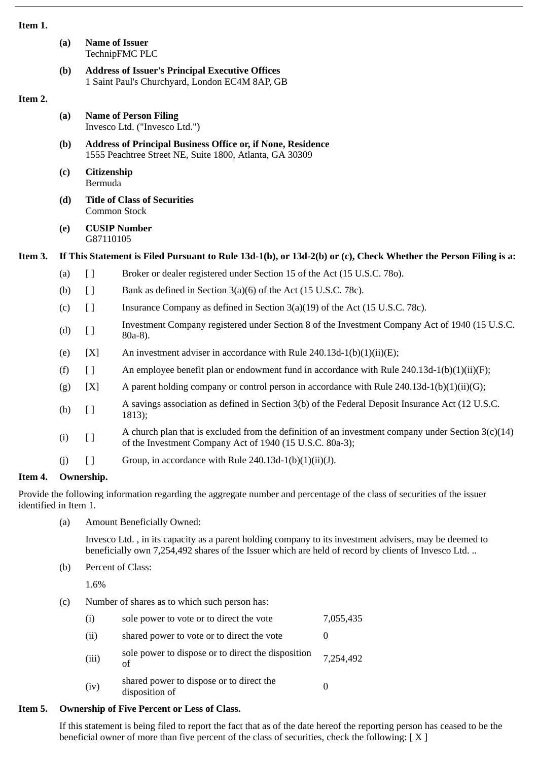**Item 1.**

**(a) Name of Issuer**
TechnipFMC PLC

**(b) Address of Issuer's Principal Executive Offices**
1 Saint Paul's Churchyard, London EC4M 8AP, GB

**Item 2.**

**(a) Name of Person Filing**
Invesco Ltd. ("Invesco Ltd.")

**(b) Address of Principal Business Office or, if None, Residence**
1555 Peachtree Street NE, Suite 1800, Atlanta, GA 30309

**(c) Citizenship**
Bermuda

**(d) Title of Class of Securities**
Common Stock

**(e) CUSIP Number**
G87110105

**Item 3. If This Statement is Filed Pursuant to Rule 13d-1(b), or 13d-2(b) or (c), Check Whether the Person Filing is a:**

| | | |
|---|---|---|
| (a) | [ ] | Broker or dealer registered under Section 15 of the Act (15 U.S.C. 78o). |
| (b) | [ ] | Bank as defined in Section 3(a)(6) of the Act (15 U.S.C. 78c). |
| (c) | [ ] | Insurance Company as defined in Section 3(a)(19) of the Act (15 U.S.C. 78c). |
| (d) | [ ] | Investment Company registered under Section 8 of the Investment Company Act of 1940 (15 U.S.C. 80a-8). |
| (e) | [X] | An investment adviser in accordance with Rule 240.13d-1(b)(1)(ii)(E); |
| (f) | [ ] | An employee benefit plan or endowment fund in accordance with Rule 240.13d-1(b)(1)(ii)(F); |
| (g) | [X] | A parent holding company or control person in accordance with Rule 240.13d-1(b)(1)(ii)(G); |
| (h) | [ ] | A savings association as defined in Section 3(b) of the Federal Deposit Insurance Act (12 U.S.C. 1813); |
| (i) | [ ] | A church plan that is excluded from the definition of an investment company under Section 3(c)(14) of the Investment Company Act of 1940 (15 U.S.C. 80a-3); |
| (j) | [ ] | Group, in accordance with Rule 240.13d-1(b)(1)(ii)(J). |

**Item 4. Ownership.**

Provide the following information regarding the aggregate number and percentage of the class of securities of the issuer identified in Item 1.

(a) Amount Beneficially Owned:

Invesco Ltd. , in its capacity as a parent holding company to its investment advisers, may be deemed to beneficially own 7,254,492 shares of the Issuer which are held of record by clients of Invesco Ltd. ..

(b) Percent of Class:

1.6%

(c) Number of shares as to which such person has:

| | | |
|---|---|---|
| (i) | sole power to vote or to direct the vote | 7,055,435 |
| (ii) | shared power to vote or to direct the vote | 0 |
| (iii) | sole power to dispose or to direct the disposition of | 7,254,492 |
| (iv) | shared power to dispose or to direct the disposition of | 0 |

**Item 5. Ownership of Five Percent or Less of Class.**

If this statement is being filed to report the fact that as of the date hereof the reporting person has ceased to be the beneficial owner of more than five percent of the class of securities, check the following: [ X ]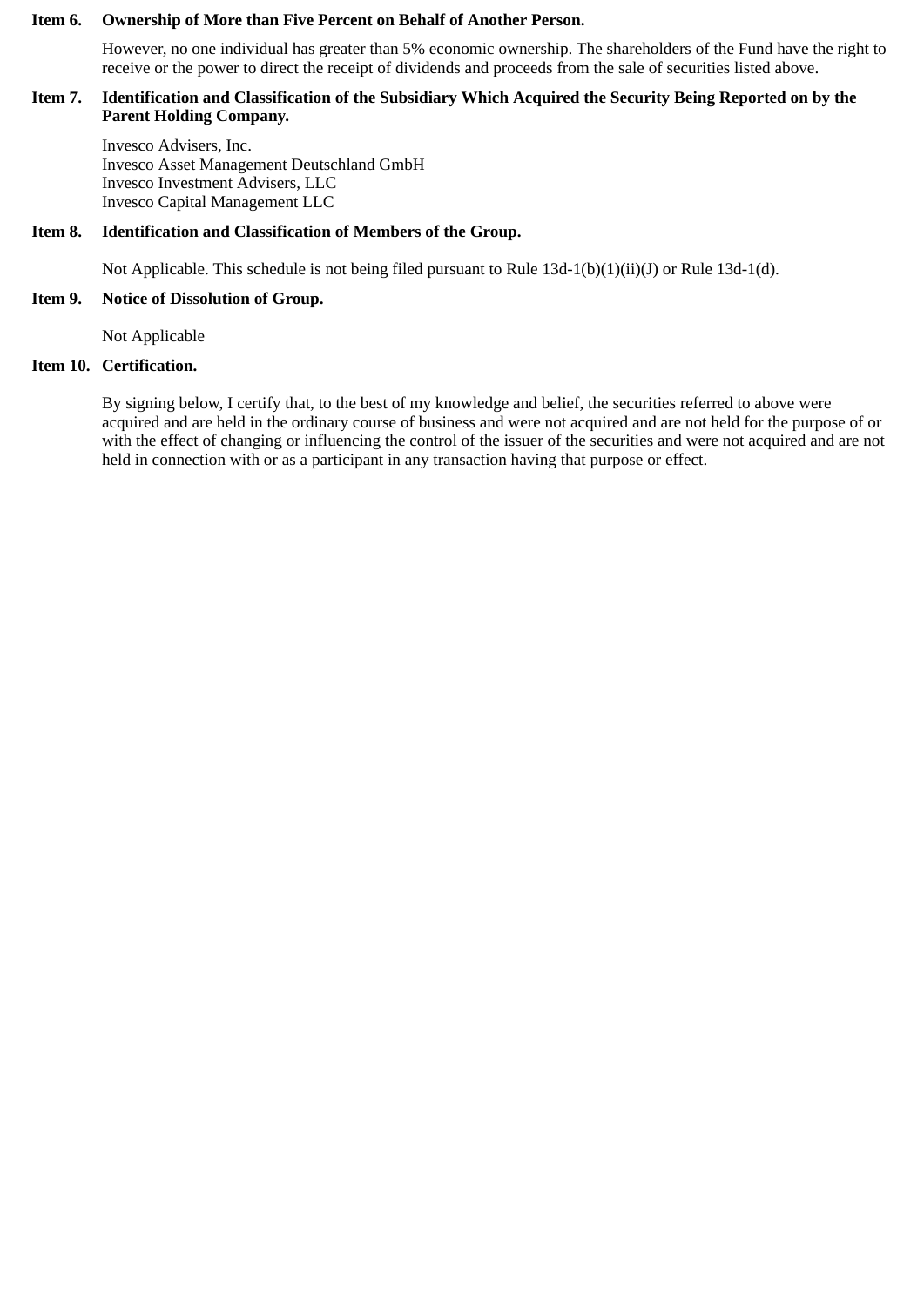**Item 6. Ownership of More than Five Percent on Behalf of Another Person.**

However, no one individual has greater than 5% economic ownership. The shareholders of the Fund have the right to receive or the power to direct the receipt of dividends and proceeds from the sale of securities listed above.

**Item 7. Identification and Classification of the Subsidiary Which Acquired the Security Being Reported on by the Parent Holding Company.**

Invesco Advisers, Inc.
Invesco Asset Management Deutschland GmbH
Invesco Investment Advisers, LLC
Invesco Capital Management LLC

**Item 8. Identification and Classification of Members of the Group.**

Not Applicable. This schedule is not being filed pursuant to Rule 13d-1(b)(1)(ii)(J) or Rule 13d-1(d).

**Item 9. Notice of Dissolution of Group.**

Not Applicable

**Item 10. Certification.**

By signing below, I certify that, to the best of my knowledge and belief, the securities referred to above were acquired and are held in the ordinary course of business and were not acquired and are not held for the purpose of or with the effect of changing or influencing the control of the issuer of the securities and were not acquired and are not held in connection with or as a participant in any transaction having that purpose or effect.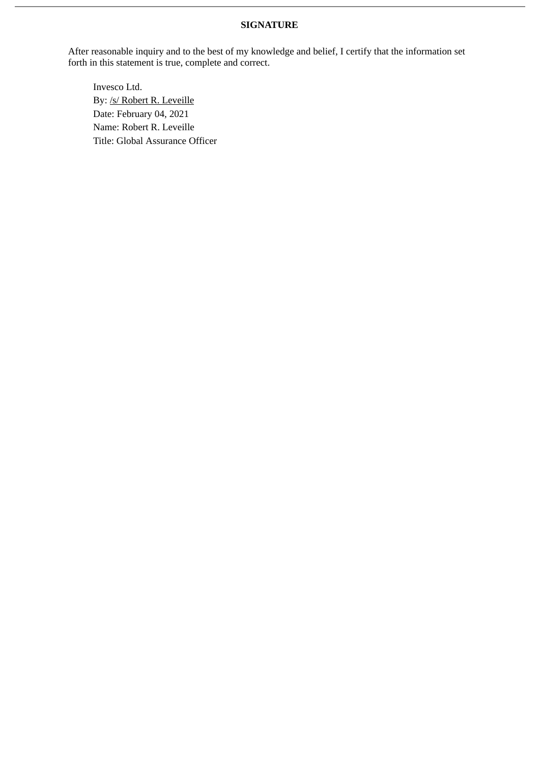**SIGNATURE**

After reasonable inquiry and to the best of my knowledge and belief, I certify that the information set forth in this statement is true, complete and correct.

Invesco Ltd.
By: /s/ Robert R. Leveille
Date: February 04, 2021
Name: Robert R. Leveille
Title: Global Assurance Officer